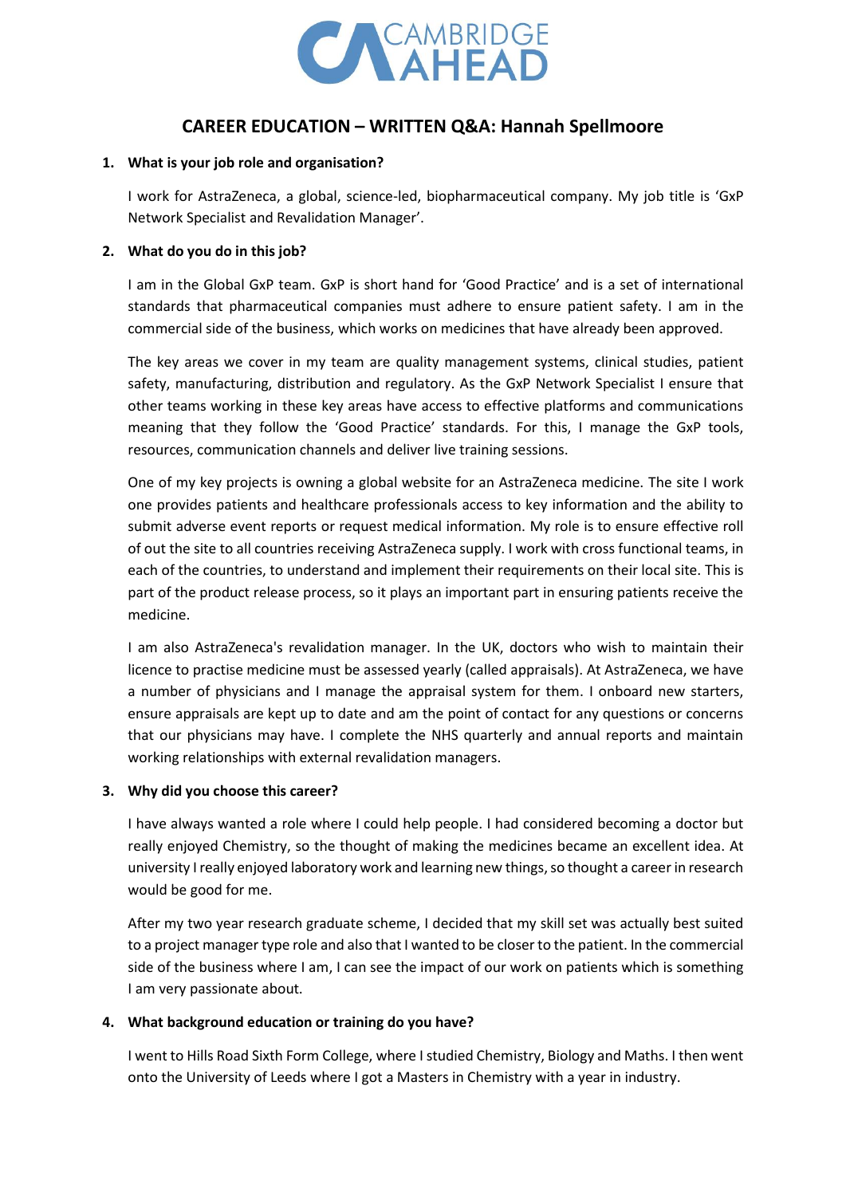# CAREER EDUCATION – WRITTEN Q&A: Hannah Spellmoore

1. **What is your job role and organisation?**

   I work for AstraZeneca, a global, science-led, biopharmaceutical company. My job title is 'GxP Network Specialist and Revalidation Manager'.

2. **What do you do in this job?**

   I am in the Global GxP team. GxP is short hand for 'Good Practice' and is a set of international standards that pharmaceutical companies must adhere to ensure patient safety. I am in the commercial side of the business, which works on medicines that have already been approved.

   The key areas we cover in my team are quality management systems, clinical studies, patient safety, manufacturing, distribution and regulatory. As the GxP Network Specialist I ensure that other teams working in these key areas have access to effective platforms and communications meaning that they follow the 'Good Practice' standards. For this, I manage the GxP tools, resources, communication channels and deliver live training sessions.

   One of my key projects is owning a global website for an AstraZeneca medicine. The site I work one provides patients and healthcare professionals access to key information and the ability to submit adverse event reports or request medical information. My role is to ensure effective roll of out the site to all countries receiving AstraZeneca supply. I work with cross functional teams, in each of the countries, to understand and implement their requirements on their local site. This is part of the product release process, so it plays an important part in ensuring patients receive the medicine.

   I am also AstraZeneca's revalidation manager. In the UK, doctors who wish to maintain their licence to practise medicine must be assessed yearly (called appraisals). At AstraZeneca, we have a number of physicians and I manage the appraisal system for them. I onboard new starters, ensure appraisals are kept up to date and am the point of contact for any questions or concerns that our physicians may have. I complete the NHS quarterly and annual reports and maintain working relationships with external revalidation managers.

3. **Why did you choose this career?**

   I have always wanted a role where I could help people. I had considered becoming a doctor but really enjoyed Chemistry, so the thought of making the medicines became an excellent idea. At university I really enjoyed laboratory work and learning new things, so thought a career in research would be good for me.

   After my two year research graduate scheme, I decided that my skill set was actually best suited to a project manager type role and also that I wanted to be closer to the patient. In the commercial side of the business where I am, I can see the impact of our work on patients which is something I am very passionate about.

4. **What background education or training do you have?**

   I went to Hills Road Sixth Form College, where I studied Chemistry, Biology and Maths. I then went onto the University of Leeds where I got a Masters in Chemistry with a year in industry.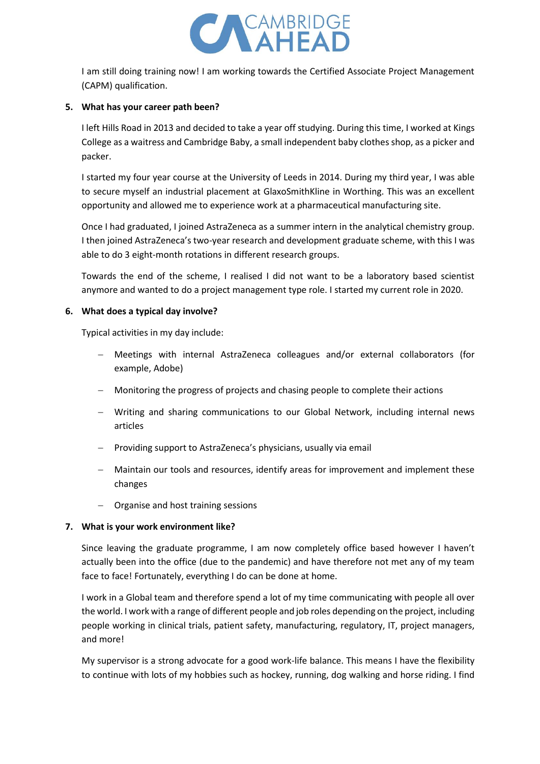I am still doing training now! I am working towards the Certified Associate Project Management (CAPM) qualification.

5. **What has your career path been?**

I left Hills Road in 2013 and decided to take a year off studying. During this time, I worked at Kings College as a waitress and Cambridge Baby, a small independent baby clothes shop, as a picker and packer.

I started my four year course at the University of Leeds in 2014. During my third year, I was able to secure myself an industrial placement at GlaxoSmithKline in Worthing. This was an excellent opportunity and allowed me to experience work at a pharmaceutical manufacturing site.

Once I had graduated, I joined AstraZeneca as a summer intern in the analytical chemistry group. I then joined AstraZeneca's two-year research and development graduate scheme, with this I was able to do 3 eight-month rotations in different research groups.

Towards the end of the scheme, I realised I did not want to be a laboratory based scientist anymore and wanted to do a project management type role. I started my current role in 2020.

6. **What does a typical day involve?**

Typical activities in my day include:

- Meetings with internal AstraZeneca colleagues and/or external collaborators (for example, Adobe)
- Monitoring the progress of projects and chasing people to complete their actions
- Writing and sharing communications to our Global Network, including internal news articles
- Providing support to AstraZeneca's physicians, usually via email
- Maintain our tools and resources, identify areas for improvement and implement these changes
- Organise and host training sessions

7. **What is your work environment like?**

Since leaving the graduate programme, I am now completely office based however I haven't actually been into the office (due to the pandemic) and have therefore not met any of my team face to face! Fortunately, everything I do can be done at home.

I work in a Global team and therefore spend a lot of my time communicating with people all over the world. I work with a range of different people and job roles depending on the project, including people working in clinical trials, patient safety, manufacturing, regulatory, IT, project managers, and more!

My supervisor is a strong advocate for a good work-life balance. This means I have the flexibility to continue with lots of my hobbies such as hockey, running, dog walking and horse riding. I find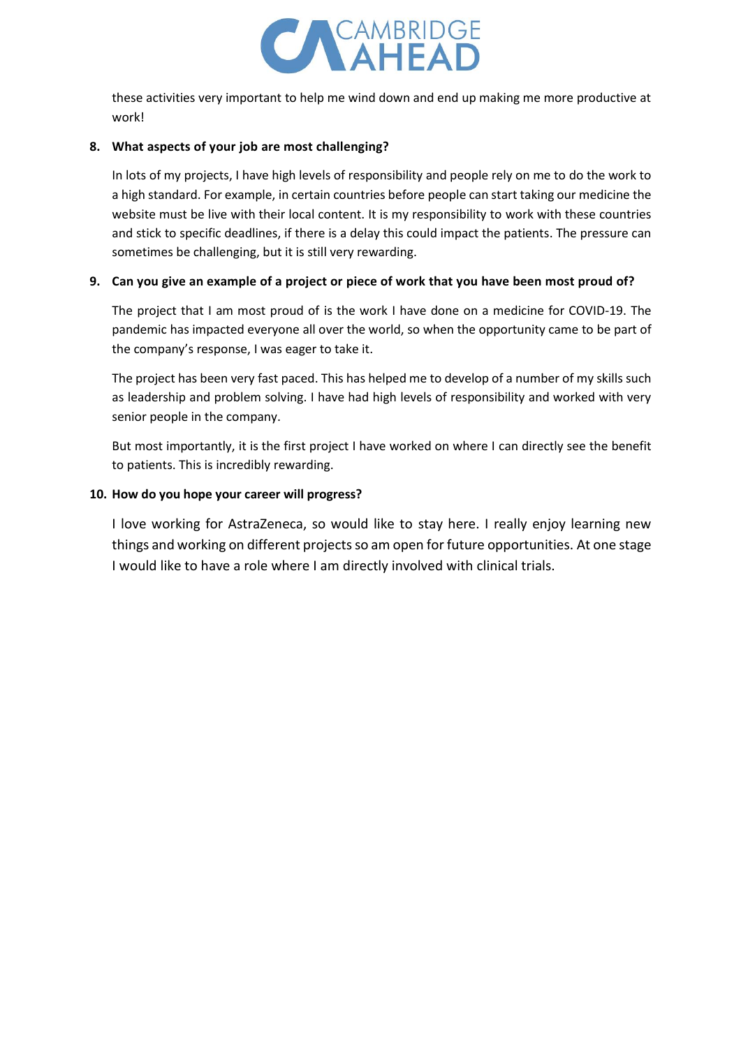these activities very important to help me wind down and end up making me more productive at work!

**8. What aspects of your job are most challenging?**

In lots of my projects, I have high levels of responsibility and people rely on me to do the work to a high standard. For example, in certain countries before people can start taking our medicine the website must be live with their local content. It is my responsibility to work with these countries and stick to specific deadlines, if there is a delay this could impact the patients. The pressure can sometimes be challenging, but it is still very rewarding.

**9. Can you give an example of a project or piece of work that you have been most proud of?**

The project that I am most proud of is the work I have done on a medicine for COVID-19. The pandemic has impacted everyone all over the world, so when the opportunity came to be part of the company's response, I was eager to take it.

The project has been very fast paced. This has helped me to develop of a number of my skills such as leadership and problem solving. I have had high levels of responsibility and worked with very senior people in the company.

But most importantly, it is the first project I have worked on where I can directly see the benefit to patients. This is incredibly rewarding.

**10. How do you hope your career will progress?**

I love working for AstraZeneca, so would like to stay here. I really enjoy learning new things and working on different projects so am open for future opportunities. At one stage I would like to have a role where I am directly involved with clinical trials.